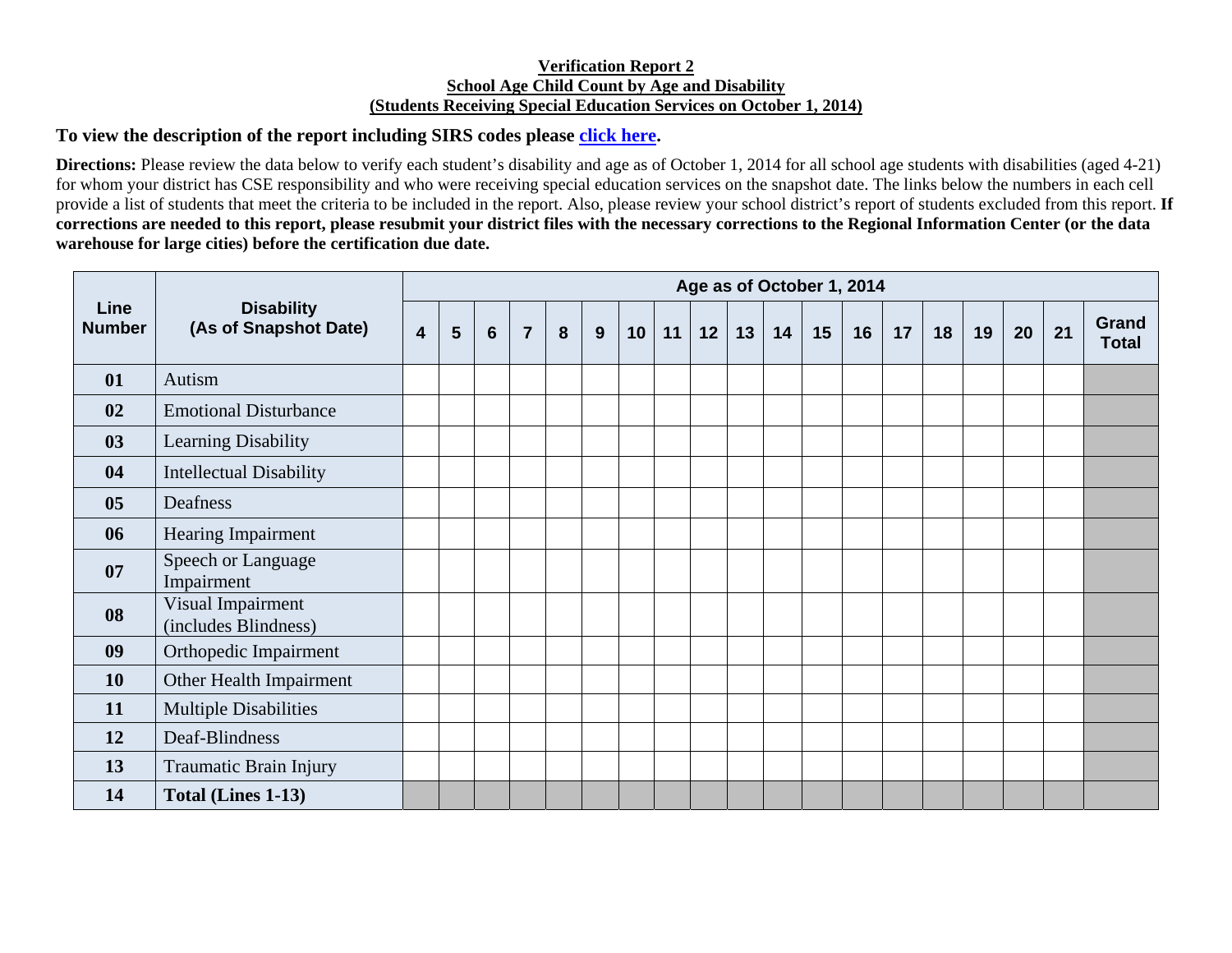**Verification Report 2**
**School Age Child Count by Age and Disability**
**(Students Receiving Special Education Services on October 1, 2014)**

**To view the description of the report including SIRS codes please [click here].**

**Directions:** Please review the data below to verify each student's disability and age as of October 1, 2014 for all school age students with disabilities (aged 4-21) for whom your district has CSE responsibility and who were receiving special education services on the snapshot date. The links below the numbers in each cell provide a list of students that meet the criteria to be included in the report. Also, please review your school district's report of students excluded from this report. **If corrections are needed to this report, please resubmit your district files with the necessary corrections to the Regional Information Center (or the data warehouse for large cities) before the certification due date.**

| Line Number | Disability (As of Snapshot Date) | Age as of October 1, 2014 | | | | | | | | | | | | | | | | | | |
|---|---|---|---|---|---|---|---|---|---|---|---|---|---|---|---|---|---|---|---|---|
| | | 4 | 5 | 6 | 7 | 8 | 9 | 10 | 11 | 12 | 13 | 14 | 15 | 16 | 17 | 18 | 19 | 20 | 21 | Grand Total |
| 01 | Autism | | | | | | | | | | | | | | | | | | | |
| 02 | Emotional Disturbance | | | | | | | | | | | | | | | | | | | |
| 03 | Learning Disability | | | | | | | | | | | | | | | | | | | |
| 04 | Intellectual Disability | | | | | | | | | | | | | | | | | | | |
| 05 | Deafness | | | | | | | | | | | | | | | | | | | |
| 06 | Hearing Impairment | | | | | | | | | | | | | | | | | | | |
| 07 | Speech or Language Impairment | | | | | | | | | | | | | | | | | | | |
| 08 | Visual Impairment (includes Blindness) | | | | | | | | | | | | | | | | | | | |
| 09 | Orthopedic Impairment | | | | | | | | | | | | | | | | | | | |
| 10 | Other Health Impairment | | | | | | | | | | | | | | | | | | | |
| 11 | Multiple Disabilities | | | | | | | | | | | | | | | | | | | |
| 12 | Deaf-Blindness | | | | | | | | | | | | | | | | | | | |
| 13 | Traumatic Brain Injury | | | | | | | | | | | | | | | | | | | |
| 14 | **Total (Lines 1-13)** | | | | | | | | | | | | | | | | | | | |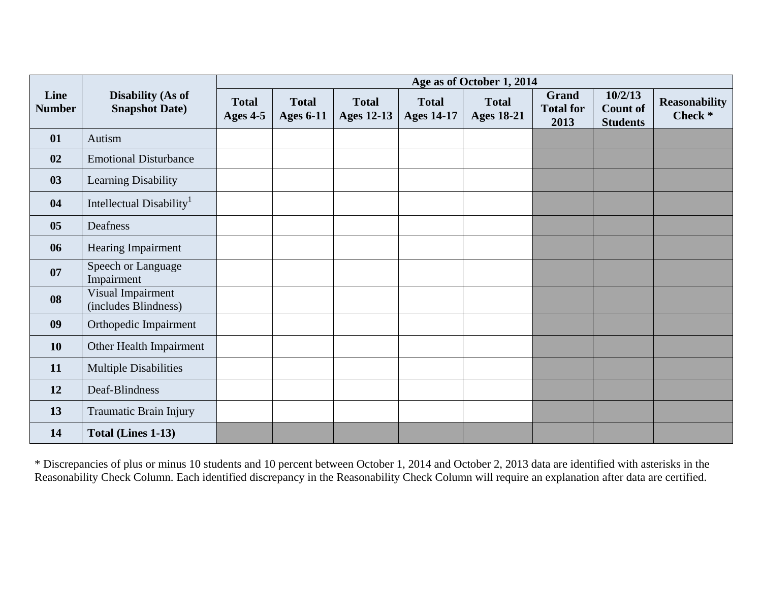| Line Number | Disability (As of Snapshot Date) | Age as of October 1, 2014 | | | | | | | |
|---|---|---|---|---|---|---|---|---|---|
| | | Total Ages 4-5 | Total Ages 6-11 | Total Ages 12-13 | Total Ages 14-17 | Total Ages 18-21 | Grand Total for 2013 | 10/2/13 Count of Students | Reasonability Check * |
| 01 | Autism | | | | | | | | |
| 02 | Emotional Disturbance | | | | | | | | |
| 03 | Learning Disability | | | | | | | | |
| 04 | Intellectual Disability[1] | | | | | | | | |
| 05 | Deafness | | | | | | | | |
| 06 | Hearing Impairment | | | | | | | | |
| 07 | Speech or Language Impairment | | | | | | | | |
| 08 | Visual Impairment (includes Blindness) | | | | | | | | |
| 09 | Orthopedic Impairment | | | | | | | | |
| 10 | Other Health Impairment | | | | | | | | |
| 11 | Multiple Disabilities | | | | | | | | |
| 12 | Deaf-Blindness | | | | | | | | |
| 13 | Traumatic Brain Injury | | | | | | | | |
| 14 | **Total (Lines 1-13)** | | | | | | | | |

* Discrepancies of plus or minus 10 students and 10 percent between October 1, 2014 and October 2, 2013 data are identified with asterisks in the Reasonability Check Column. Each identified discrepancy in the Reasonability Check Column will require an explanation after data are certified.